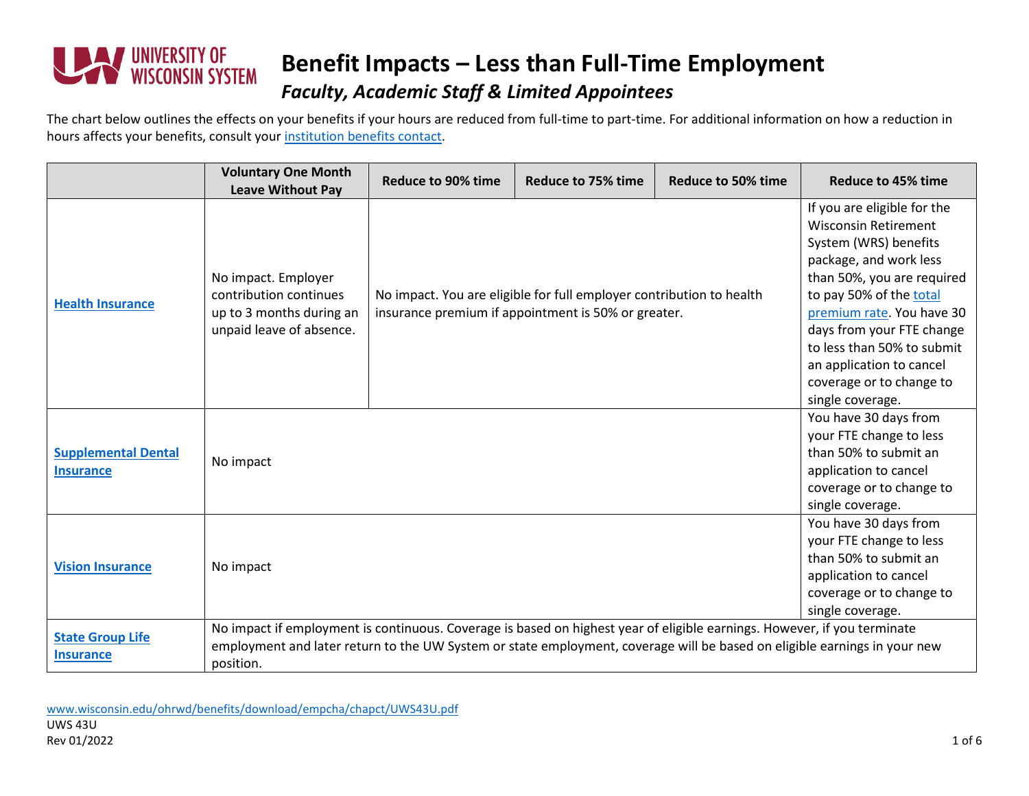# Benefit Impacts – Less than Full-Time Employment

## *Faculty, Academic Staff & Limited Appointees*

The chart below outlines the effects on your benefits if your hours are reduced from full-time to part-time. For additional information on how a reduction in hours affects your benefits, consult your institution benefits contact.

| | Voluntary One Month Leave Without Pay | Reduce to 90% time | Reduce to 75% time | Reduce to 50% time | Reduce to 45% time |
|---|---|---|---|---|---|
| **Health Insurance** | No impact. Employer contribution continues up to 3 months during an unpaid leave of absence. | No impact. You are eligible for full employer contribution to health insurance premium if appointment is 50% or greater. | | | If you are eligible for the Wisconsin Retirement System (WRS) benefits package, and work less than 50%, you are required to pay 50% of the total premium rate. You have 30 days from your FTE change to less than 50% to submit an application to cancel coverage or to change to single coverage. |
| **Supplemental Dental Insurance** | No impact | | | | You have 30 days from your FTE change to less than 50% to submit an application to cancel coverage or to change to single coverage. |
| **Vision Insurance** | No impact | | | | You have 30 days from your FTE change to less than 50% to submit an application to cancel coverage or to change to single coverage. |
| **State Group Life Insurance** | No impact if employment is continuous. Coverage is based on highest year of eligible earnings. However, if you terminate employment and later return to the UW System or state employment, coverage will be based on eligible earnings in your new position. | | | | |

www.wisconsin.edu/ohrwd/benefits/download/empcha/chapct/UWS43U.pdf
UWS 43U
Rev 01/2022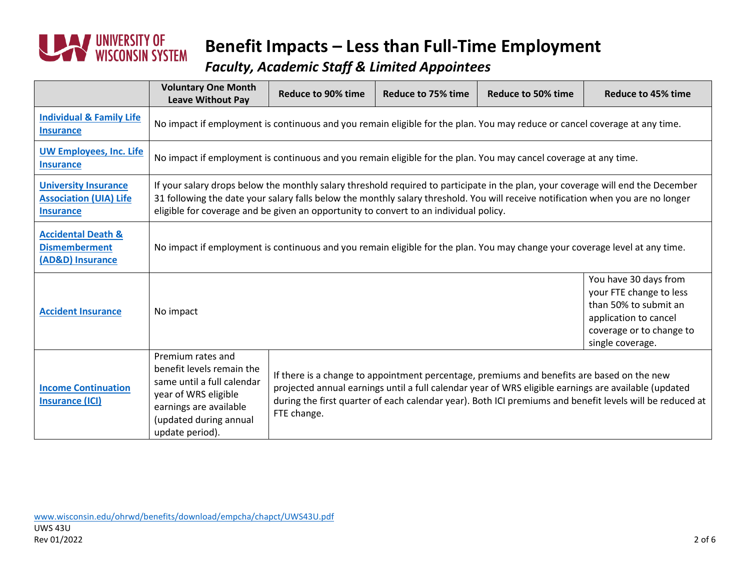# Benefit Impacts – Less than Full-Time Employment

## *Faculty, Academic Staff & Limited Appointees*

| | Voluntary One Month Leave Without Pay | Reduce to 90% time | Reduce to 75% time | Reduce to 50% time | Reduce to 45% time |
|---|---|---|---|---|---|
| **Individual & Family Life Insurance** | No impact if employment is continuous and you remain eligible for the plan. You may reduce or cancel coverage at any time. | | | | |
| **UW Employees, Inc. Life Insurance** | No impact if employment is continuous and you remain eligible for the plan. You may cancel coverage at any time. | | | | |
| **University Insurance Association (UIA) Life Insurance** | If your salary drops below the monthly salary threshold required to participate in the plan, your coverage will end the December 31 following the date your salary falls below the monthly salary threshold. You will receive notification when you are no longer eligible for coverage and be given an opportunity to convert to an individual policy. | | | | |
| **Accidental Death & Dismemberment (AD&D) Insurance** | No impact if employment is continuous and you remain eligible for the plan. You may change your coverage level at any time. | | | | |
| **Accident Insurance** | No impact | | | | You have 30 days from your FTE change to less than 50% to submit an application to cancel coverage or to change to single coverage. |
| **Income Continuation Insurance (ICI)** | Premium rates and benefit levels remain the same until a full calendar year of WRS eligible earnings are available (updated during annual update period). | If there is a change to appointment percentage, premiums and benefits are based on the new projected annual earnings until a full calendar year of WRS eligible earnings are available (updated during the first quarter of each calendar year). Both ICI premiums and benefit levels will be reduced at FTE change. | | | |

www.wisconsin.edu/ohrwd/benefits/download/empcha/chapct/UWS43U.pdf
UWS 43U
Rev 01/2022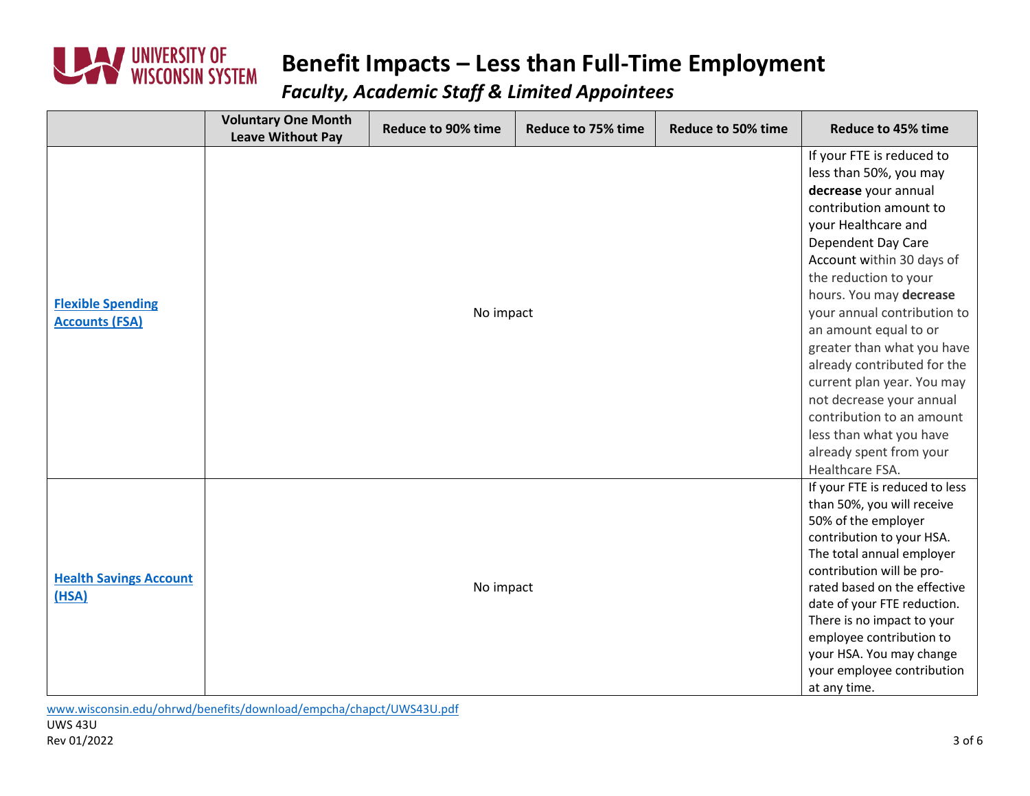# Benefit Impacts – Less than Full-Time Employment

*Faculty, Academic Staff & Limited Appointees*

| | Voluntary One Month Leave Without Pay | Reduce to 90% time | Reduce to 75% time | Reduce to 50% time | Reduce to 45% time |
|---|---|---|---|---|---|
| [Flexible Spending Accounts (FSA)]() | No impact | | | | If your FTE is reduced to less than 50%, you may **decrease** your annual contribution amount to your Healthcare and Dependent Day Care Account within 30 days of the reduction to your hours. You may **decrease** your annual contribution to an amount equal to or greater than what you have already contributed for the current plan year. You may not decrease your annual contribution to an amount less than what you have already spent from your Healthcare FSA. |
| [Health Savings Account (HSA)]() | No impact | | | | If your FTE is reduced to less than 50%, you will receive 50% of the employer contribution to your HSA. The total annual employer contribution will be pro-rated based on the effective date of your FTE reduction. There is no impact to your employee contribution to your HSA. You may change your employee contribution at any time. |

www.wisconsin.edu/ohrwd/benefits/download/empcha/chapct/UWS43U.pdf

UWS 43U

Rev 01/2022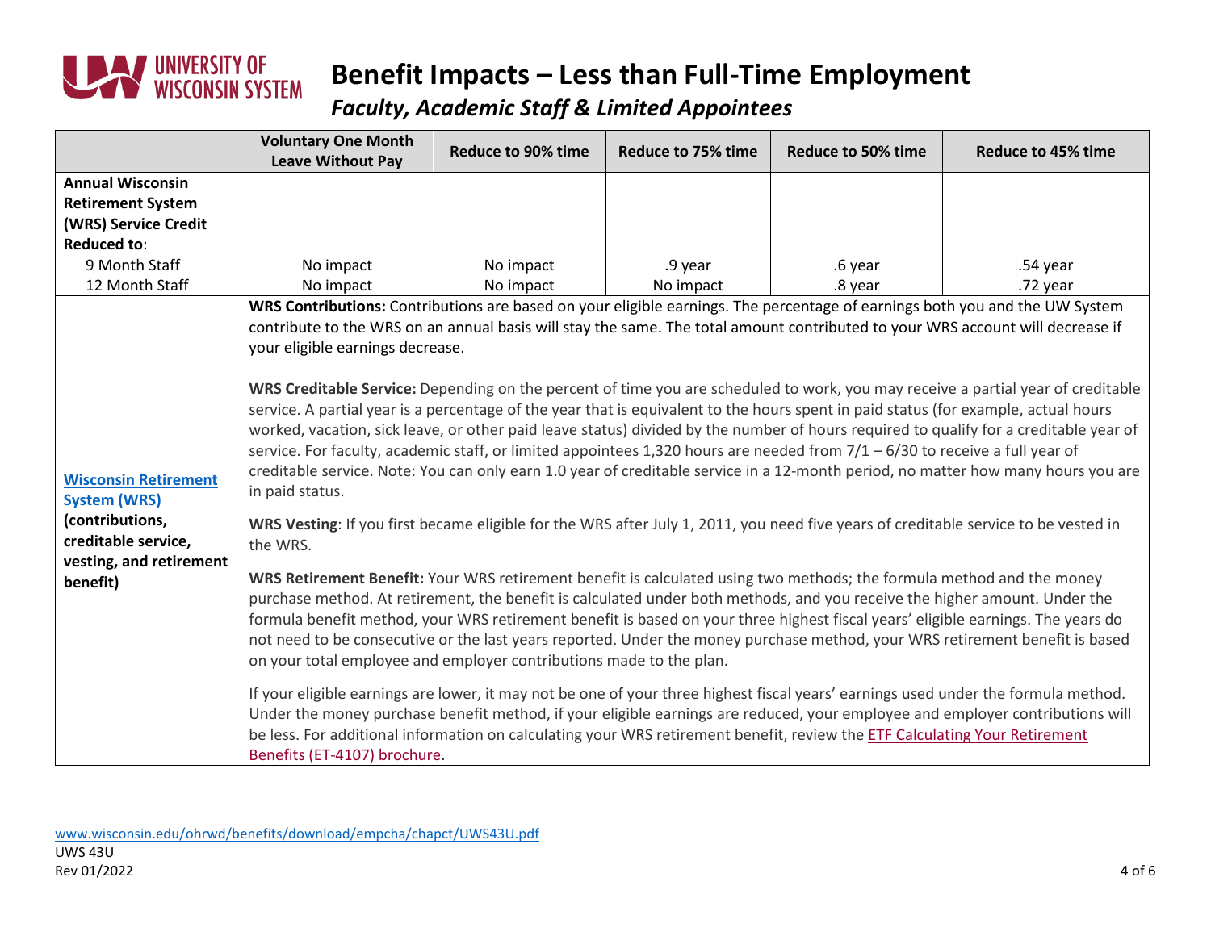# Benefit Impacts – Less than Full-Time Employment

## *Faculty, Academic Staff & Limited Appointees*

| | Voluntary One Month Leave Without Pay | Reduce to 90% time | Reduce to 75% time | Reduce to 50% time | Reduce to 45% time |
|---|---|---|---|---|---|
| **Annual Wisconsin Retirement System (WRS) Service Credit Reduced to**: | | | | | |
| 9 Month Staff | No impact | No impact | .9 year | .6 year | .54 year |
| 12 Month Staff | No impact | No impact | No impact | .8 year | .72 year |
| **Wisconsin Retirement System (WRS)** **(contributions, creditable service, vesting, and retirement benefit)** | **WRS Contributions:** Contributions are based on your eligible earnings. The percentage of earnings both you and the UW System contribute to the WRS on an annual basis will stay the same. The total amount contributed to your WRS account will decrease if your eligible earnings decrease.<br><br>**WRS Creditable Service:** Depending on the percent of time you are scheduled to work, you may receive a partial year of creditable service. A partial year is a percentage of the year that is equivalent to the hours spent in paid status (for example, actual hours worked, vacation, sick leave, or other paid leave status) divided by the number of hours required to qualify for a creditable year of service. For faculty, academic staff, or limited appointees 1,320 hours are needed from 7/1 – 6/30 to receive a full year of creditable service. Note: You can only earn 1.0 year of creditable service in a 12-month period, no matter how many hours you are in paid status.<br><br>**WRS Vesting**: If you first became eligible for the WRS after July 1, 2011, you need five years of creditable service to be vested in the WRS.<br><br>**WRS Retirement Benefit:** Your WRS retirement benefit is calculated using two methods; the formula method and the money purchase method. At retirement, the benefit is calculated under both methods, and you receive the higher amount. Under the formula benefit method, your WRS retirement benefit is based on your three highest fiscal years' eligible earnings. The years do not need to be consecutive or the last years reported. Under the money purchase method, your WRS retirement benefit is based on your total employee and employer contributions made to the plan.<br><br>If your eligible earnings are lower, it may not be one of your three highest fiscal years' earnings used under the formula method. Under the money purchase benefit method, if your eligible earnings are reduced, your employee and employer contributions will be less. For additional information on calculating your WRS retirement benefit, review the ETF Calculating Your Retirement Benefits (ET-4107) brochure. | | | | |

www.wisconsin.edu/ohrwd/benefits/download/empcha/chapct/UWS43U.pdf
UWS 43U
Rev 01/2022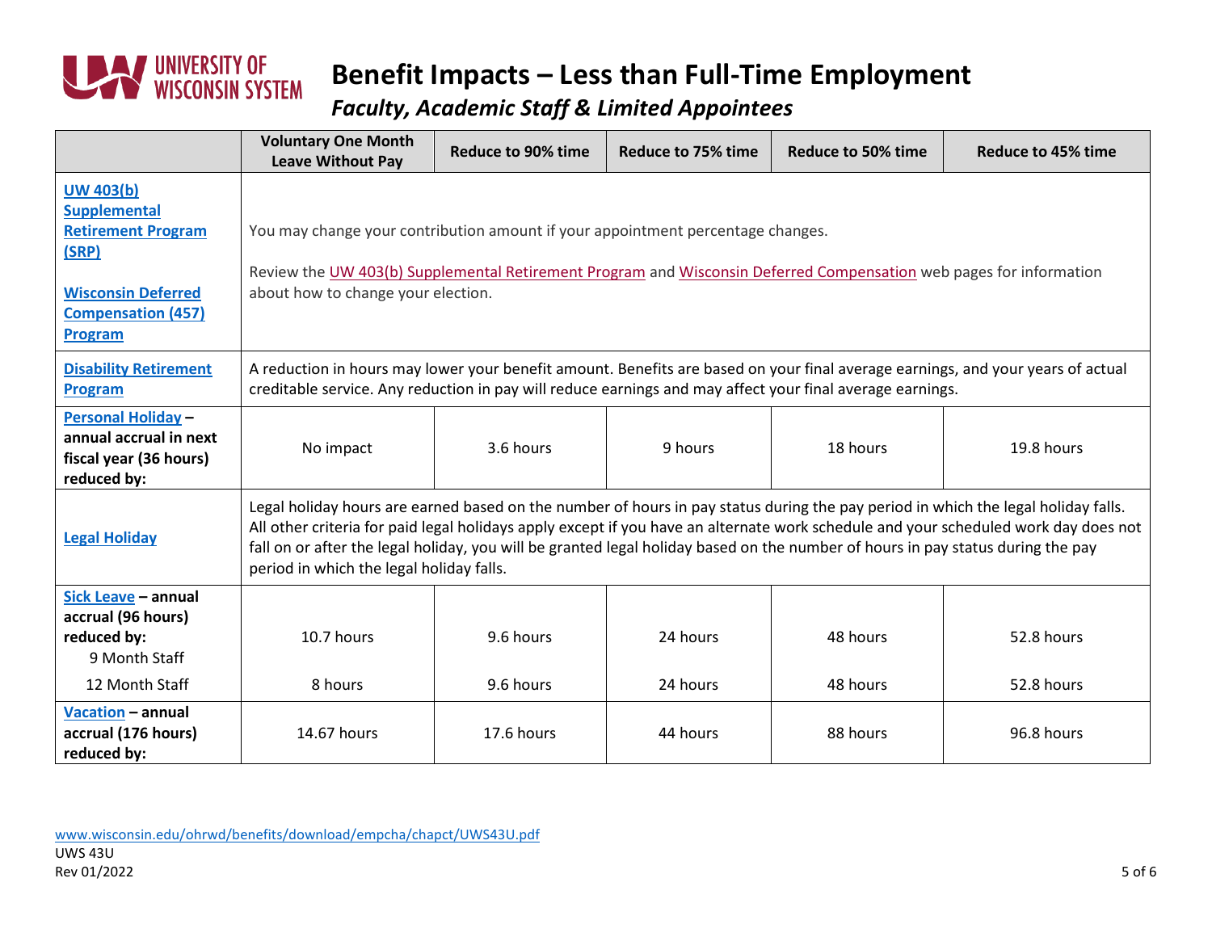# Benefit Impacts – Less than Full-Time Employment

*Faculty, Academic Staff & Limited Appointees*

| | Voluntary One Month Leave Without Pay | Reduce to 90% time | Reduce to 75% time | Reduce to 50% time | Reduce to 45% time |
|---|---|---|---|---|---|
| **UW 403(b) Supplemental Retirement Program (SRP)**<br><br>**Wisconsin Deferred Compensation (457) Program** | You may change your contribution amount if your appointment percentage changes.<br><br>Review the UW 403(b) Supplemental Retirement Program and Wisconsin Deferred Compensation web pages for information about how to change your election. | | | | |
| **Disability Retirement Program** | A reduction in hours may lower your benefit amount. Benefits are based on your final average earnings, and your years of actual creditable service. Any reduction in pay will reduce earnings and may affect your final average earnings. | | | | |
| **Personal Holiday – annual accrual in next fiscal year (36 hours) reduced by:** | No impact | 3.6 hours | 9 hours | 18 hours | 19.8 hours |
| **Legal Holiday** | Legal holiday hours are earned based on the number of hours in pay status during the pay period in which the legal holiday falls. All other criteria for paid legal holidays apply except if you have an alternate work schedule and your scheduled work day does not fall on or after the legal holiday, you will be granted legal holiday based on the number of hours in pay status during the pay period in which the legal holiday falls. | | | | |
| **Sick Leave – annual accrual (96 hours) reduced by:**<br>9 Month Staff | 10.7 hours | 9.6 hours | 24 hours | 48 hours | 52.8 hours |
| 12 Month Staff | 8 hours | 9.6 hours | 24 hours | 48 hours | 52.8 hours |
| **Vacation – annual accrual (176 hours) reduced by:** | 14.67 hours | 17.6 hours | 44 hours | 88 hours | 96.8 hours |

www.wisconsin.edu/ohrwd/benefits/download/empcha/chapct/UWS43U.pdf
UWS 43U
Rev 01/2022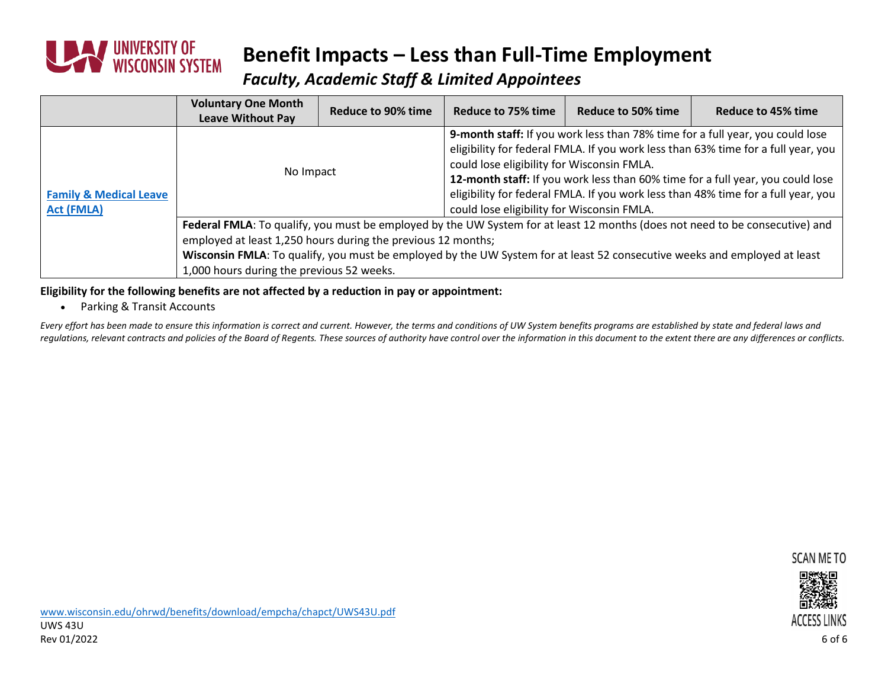# Benefit Impacts – Less than Full-Time Employment

## *Faculty, Academic Staff & Limited Appointees*

| | Voluntary One Month Leave Without Pay | Reduce to 90% time | Reduce to 75% time | Reduce to 50% time | Reduce to 45% time |
|---|---|---|---|---|---|
| [Family & Medical Leave Act (FMLA)](#) | No Impact | | **9-month staff:** If you work less than 78% time for a full year, you could lose eligibility for federal FMLA. If you work less than 63% time for a full year, you could lose eligibility for Wisconsin FMLA. **12-month staff:** If you work less than 60% time for a full year, you could lose eligibility for federal FMLA. If you work less than 48% time for a full year, you could lose eligibility for Wisconsin FMLA. | | |
| | **Federal FMLA**: To qualify, you must be employed by the UW System for at least 12 months (does not need to be consecutive) and employed at least 1,250 hours during the previous 12 months; **Wisconsin FMLA**: To qualify, you must be employed by the UW System for at least 52 consecutive weeks and employed at least 1,000 hours during the previous 52 weeks. | | | | |

**Eligibility for the following benefits are not affected by a reduction in pay or appointment:**

- Parking & Transit Accounts

*Every effort has been made to ensure this information is correct and current. However, the terms and conditions of UW System benefits programs are established by state and federal laws and regulations, relevant contracts and policies of the Board of Regents. These sources of authority have control over the information in this document to the extent there are any differences or conflicts.*

SCAN ME TO ACCESS LINKS

www.wisconsin.edu/ohrwd/benefits/download/empcha/chapct/UWS43U.pdf

UWS 43U

Rev 01/2022